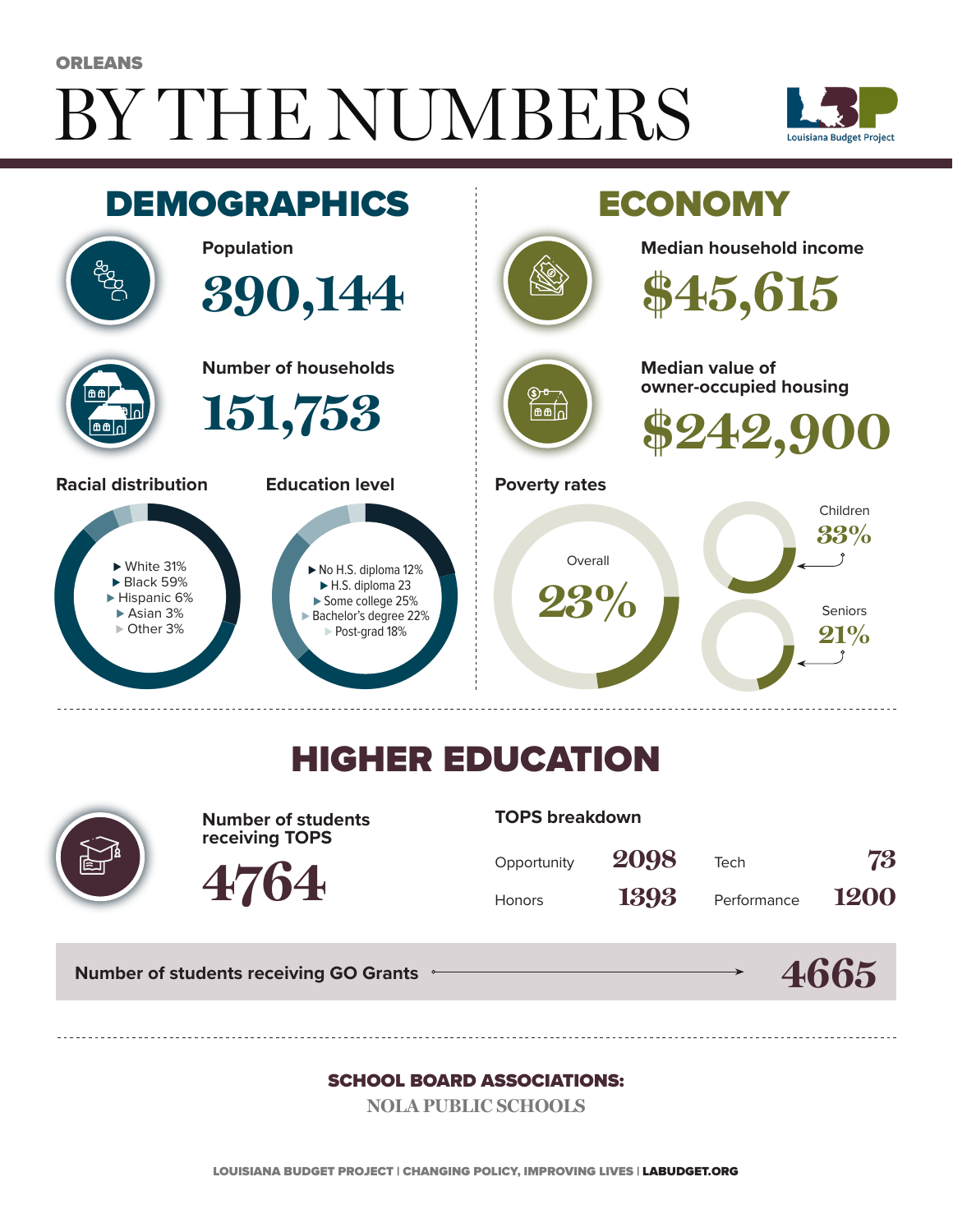ORLEANS

# BY THE NUMBERS

Louisiana Budget Project

## DEMOGRAPHICS

**Population**

390,144

**Number of households**

151,753

**Racial distribution**

- White 31%
- Black 59%
- Hispanic 6%
- Asian 3%
- Other 3%

**Education level**

- No H.S. diploma 12%
- H.S. diploma 23
- Some college 25%
- Bachelor's degree 22%
- Post-grad 18%

## ECONOMY

**Median household income**

$45,615

**Median value of owner-occupied housing**

$242,900

**Poverty rates**

Overall 23%

Children 33%

Seniors 21%

## HIGHER EDUCATION

**Number of students receiving TOPS**

4764

**TOPS breakdown**

| | | | |
|---|---|---|---|
| Opportunity | 2098 | Tech | 73 |
| Honors | 1393 | Performance | 1200 |

**Number of students receiving GO Grants** 4665

**SCHOOL BOARD ASSOCIATIONS:**

NOLA PUBLIC SCHOOLS

LOUISIANA BUDGET PROJECT | CHANGING POLICY, IMPROVING LIVES | LABUDGET.ORG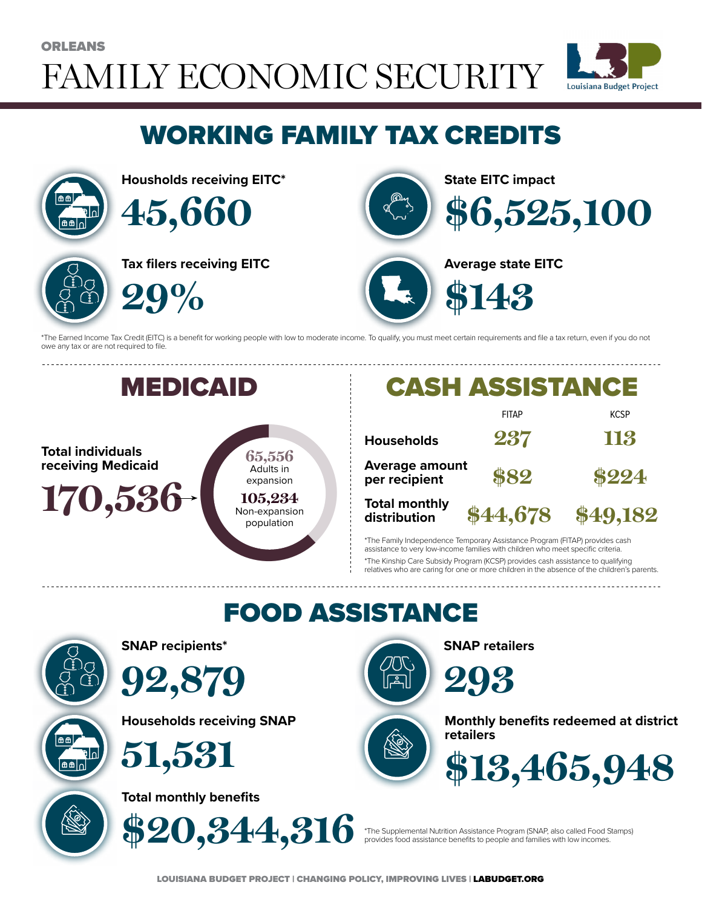ORLEANS

# FAMILY ECONOMIC SECURITY

Louisiana Budget Project

## WORKING FAMILY TAX CREDITS

**Households receiving EITC***

**45,660**

**State EITC impact**

**$6,525,100**

**Tax filers receiving EITC**

**29%**

**Average state EITC**

**$143**

*The Earned Income Tax Credit (EITC) is a benefit for working people with low to moderate income. To qualify, you must meet certain requirements and file a tax return, even if you do not owe any tax or are not required to file.

## MEDICAID

**Total individuals receiving Medicaid**

**170,536**

65,556
Adults in expansion

105,234
Non-expansion population

## CASH ASSISTANCE

| | FITAP | KCSP |
|---|---|---|
| **Households** | 237 | 113 |
| **Average amount per recipient** | $82 | $224 |
| **Total monthly distribution** | $44,678 | $49,182 |

*The Family Independence Temporary Assistance Program (FITAP) provides cash assistance to very low-income families with children who meet specific criteria.

*The Kinship Care Subsidy Program (KCSP) provides cash assistance to qualifying relatives who are caring for one or more children in the absence of the children's parents.

## FOOD ASSISTANCE

**SNAP recipients***

**92,879**

**Households receiving SNAP**

**51,531**

**Total monthly benefits**

**$20,344,316**

**SNAP retailers**

**293**

**Monthly benefits redeemed at district retailers**

**$13,465,948**

*The Supplemental Nutrition Assistance Program (SNAP, also called Food Stamps) provides food assistance benefits to people and families with low incomes.

LOUISIANA BUDGET PROJECT | CHANGING POLICY, IMPROVING LIVES | LABUDGET.ORG